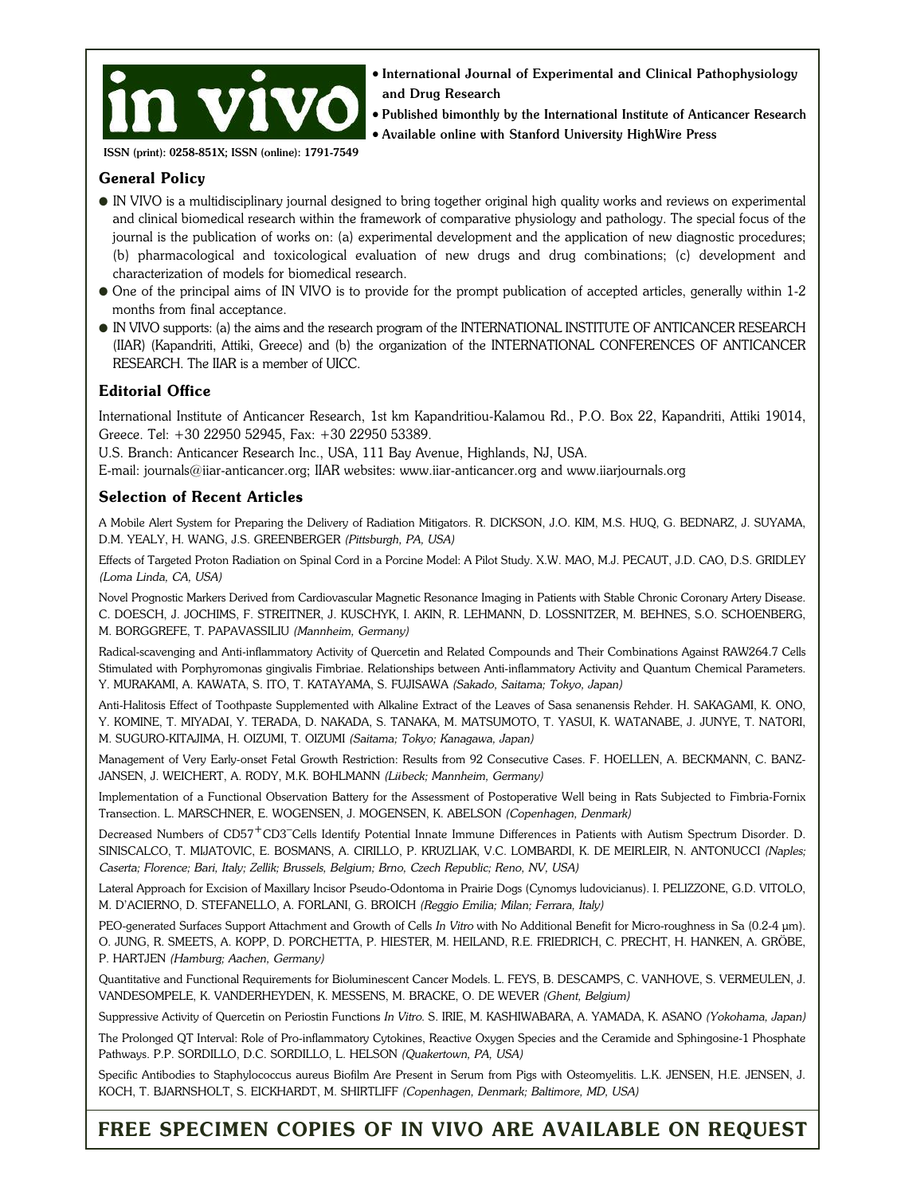# in vivo

- **International Journal of Experimental and Clinical Pathophysiology and Drug Research**
- **Published bimonthly by the International Institute of Anticancer Research**
- **Available online with Stanford University HighWire Press**

**ISSN (print): 0258-851X; ISSN (online): 1791-7549**

## General Policy

- IN VIVO is a multidisciplinary journal designed to bring together original high quality works and reviews on experimental and clinical biomedical research within the framework of comparative physiology and pathology. The special focus of the journal is the publication of works on: (a) experimental development and the application of new diagnostic procedures; (b) pharmacological and toxicological evaluation of new drugs and drug combinations; (c) development and characterization of models for biomedical research.
- One of the principal aims of IN VIVO is to provide for the prompt publication of accepted articles, generally within 1-2 months from final acceptance.
- IN VIVO supports: (a) the aims and the research program of the INTERNATIONAL INSTITUTE OF ANTICANCER RESEARCH (IIAR) (Kapandriti, Attiki, Greece) and (b) the organization of the INTERNATIONAL CONFERENCES OF ANTICANCER RESEARCH. The IIAR is a member of UICC.

## Editorial Office

International Institute of Anticancer Research, 1st km Kapandritiou-Kalamou Rd., P.O. Box 22, Kapandriti, Attiki 19014, Greece. Tel: +30 22950 52945, Fax: +30 22950 53389.

U.S. Branch: Anticancer Research Inc., USA, 111 Bay Avenue, Highlands, NJ, USA.

E-mail: journals@iiar-anticancer.org; IIAR websites: www.iiar-anticancer.org and www.iiarjournals.org

## Selection of Recent Articles

A Mobile Alert System for Preparing the Delivery of Radiation Mitigators. R. DICKSON, J.O. KIM, M.S. HUQ, G. BEDNARZ, J. SUYAMA, D.M. YEALY, H. WANG, J.S. GREENBERGER *(Pittsburgh, PA, USA)*

Effects of Targeted Proton Radiation on Spinal Cord in a Porcine Model: A Pilot Study. X.W. MAO, M.J. PECAUT, J.D. CAO, D.S. GRIDLEY *(Loma Linda, CA, USA)*

Novel Prognostic Markers Derived from Cardiovascular Magnetic Resonance Imaging in Patients with Stable Chronic Coronary Artery Disease. C. DOESCH, J. JOCHIMS, F. STREITNER, J. KUSCHYK, I. AKIN, R. LEHMANN, D. LOSSNITZER, M. BEHNES, S.O. SCHOENBERG, M. BORGGREFE, T. PAPAVASSILIU *(Mannheim, Germany)*

Radical-scavenging and Anti-inflammatory Activity of Quercetin and Related Compounds and Their Combinations Against RAW264.7 Cells Stimulated with Porphyromonas gingivalis Fimbriae. Relationships between Anti-inflammatory Activity and Quantum Chemical Parameters. Y. MURAKAMI, A. KAWATA, S. ITO, T. KATAYAMA, S. FUJISAWA *(Sakado, Saitama; Tokyo, Japan)*

Anti-Halitosis Effect of Toothpaste Supplemented with Alkaline Extract of the Leaves of Sasa senanensis Rehder. H. SAKAGAMI, K. ONO, Y. KOMINE, T. MIYADAI, Y. TERADA, D. NAKADA, S. TANAKA, M. MATSUMOTO, T. YASUI, K. WATANABE, J. JUNYE, T. NATORI, M. SUGURO-KITAJIMA, H. OIZUMI, T. OIZUMI *(Saitama; Tokyo; Kanagawa, Japan)*

Management of Very Early-onset Fetal Growth Restriction: Results from 92 Consecutive Cases. F. HOELLEN, A. BECKMANN, C. BANZ-JANSEN, J. WEICHERT, A. RODY, M.K. BOHLMANN *(Lübeck; Mannheim, Germany)*

Implementation of a Functional Observation Battery for the Assessment of Postoperative Well being in Rats Subjected to Fimbria-Fornix Transection. L. MARSCHNER, E. WOGENSEN, J. MOGENSEN, K. ABELSON *(Copenhagen, Denmark)*

Decreased Numbers of $CD57^+CD3^-$ Cells Identify Potential Innate Immune Differences in Patients with Autism Spectrum Disorder. D. SINISCALCO, T. MIJATOVIC, E. BOSMANS, A. CIRILLO, P. KRUZLIAK, V.C. LOMBARDI, K. DE MEIRLEIR, N. ANTONUCCI *(Naples; Caserta; Florence; Bari, Italy; Zellik; Brussels, Belgium; Brno, Czech Republic; Reno, NV, USA)*

Lateral Approach for Excision of Maxillary Incisor Pseudo-Odontoma in Prairie Dogs (Cynomys ludovicianus). I. PELIZZONE, G.D. VITOLO, M. D'ACIERNO, D. STEFANELLO, A. FORLANI, G. BROICH *(Reggio Emilia; Milan; Ferrara, Italy)*

PEO-generated Surfaces Support Attachment and Growth of Cells *In Vitro* with No Additional Benefit for Micro-roughness in Sa (0.2-4 μm). O. JUNG, R. SMEETS, A. KOPP, D. PORCHETTA, P. HIESTER, M. HEILAND, R.E. FRIEDRICH, C. PRECHT, H. HANKEN, A. GRÖBE, P. HARTJEN *(Hamburg; Aachen, Germany)*

Quantitative and Functional Requirements for Bioluminescent Cancer Models. L. FEYS, B. DESCAMPS, C. VANHOVE, S. VERMEULEN, J. VANDESOMPELE, K. VANDERHEYDEN, K. MESSENS, M. BRACKE, O. DE WEVER *(Ghent, Belgium)*

Suppressive Activity of Quercetin on Periostin Functions *In Vitro*. S. IRIE, M. KASHIWABARA, A. YAMADA, K. ASANO *(Yokohama, Japan)*

The Prolonged QT Interval: Role of Pro-inflammatory Cytokines, Reactive Oxygen Species and the Ceramide and Sphingosine-1 Phosphate Pathways. P.P. SORDILLO, D.C. SORDILLO, L. HELSON *(Quakertown, PA, USA)*

Specific Antibodies to Staphylococcus aureus Biofilm Are Present in Serum from Pigs with Osteomyelitis. L.K. JENSEN, H.E. JENSEN, J. KOCH, T. BJARNSHOLT, S. EICKHARDT, M. SHIRTLIFF *(Copenhagen, Denmark; Baltimore, MD, USA)*

**FREE SPECIMEN COPIES OF IN VIVO ARE AVAILABLE ON REQUEST**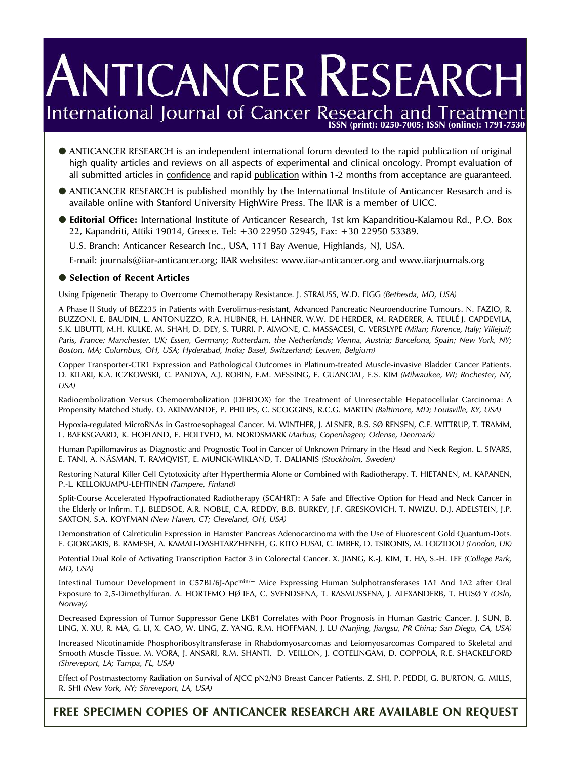# ANTICANCER RESEARCH

International Journal of Cancer Research and Treatment

ISSN (print): 0250-7005; ISSN (online): 1791-7530

- ANTICANCER RESEARCH is an independent international forum devoted to the rapid publication of original high quality articles and reviews on all aspects of experimental and clinical oncology. Prompt evaluation of all submitted articles in confidence and rapid publication within 1-2 months from acceptance are guaranteed.
- ANTICANCER RESEARCH is published monthly by the International Institute of Anticancer Research and is available online with Stanford University HighWire Press. The IIAR is a member of UICC.
- **Editorial Office:** International Institute of Anticancer Research, 1st km Kapandritiou-Kalamou Rd., P.O. Box 22, Kapandriti, Attiki 19014, Greece. Tel: +30 22950 52945, Fax: +30 22950 53389.

  U.S. Branch: Anticancer Research Inc., USA, 111 Bay Avenue, Highlands, NJ, USA.

  E-mail: journals@iiar-anticancer.org; IIAR websites: www.iiar-anticancer.org and www.iiarjournals.org

- **Selection of Recent Articles**

Using Epigenetic Therapy to Overcome Chemotherapy Resistance. J. STRAUSS, W.D. FIGG *(Bethesda, MD, USA)*

A Phase II Study of BEZ235 in Patients with Everolimus-resistant, Advanced Pancreatic Neuroendocrine Tumours. N. FAZIO, R. BUZZONI, E. BAUDIN, L. ANTONUZZO, R.A. HUBNER, H. LAHNER, W.W. DE HERDER, M. RADERER, A. TEULÉ J. CAPDEVILA, S.K. LIBUTTI, M.H. KULKE, M. SHAH, D. DEY, S. TURRI, P. AIMONE, C. MASSACESI, C. VERSLYPE *(Milan; Florence, Italy; Villejuif; Paris, France; Manchester, UK; Essen, Germany; Rotterdam, the Netherlands; Vienna, Austria; Barcelona, Spain; New York, NY; Boston, MA; Columbus, OH, USA; Hyderabad, India; Basel, Switzerland; Leuven, Belgium)*

Copper Transporter-CTR1 Expression and Pathological Outcomes in Platinum-treated Muscle-invasive Bladder Cancer Patients. D. KILARI, K.A. ICZKOWSKI, C. PANDYA, A.J. ROBIN, E.M. MESSING, E. GUANCIAL, E.S. KIM *(Milwaukee, WI; Rochester, NY, USA)*

Radioembolization Versus Chemoembolization (DEBDOX) for the Treatment of Unresectable Hepatocellular Carcinoma: A Propensity Matched Study. O. AKINWANDE, P. PHILIPS, C. SCOGGINS, R.C.G. MARTIN *(Baltimore, MD; Louisville, KY, USA)*

Hypoxia-regulated MicroRNAs in Gastroesophageal Cancer. M. WINTHER, J. ALSNER, B.S. SØ RENSEN, C.F. WITTRUP, T. TRAMM, L. BAEKSGAARD, K. HOFLAND, E. HOLTVED, M. NORDSMARK *(Aarhus; Copenhagen; Odense, Denmark)*

Human Papillomavirus as Diagnostic and Prognostic Tool in Cancer of Unknown Primary in the Head and Neck Region. L. SIVARS, E. TANI, A. NÄSMAN, T. RAMQVIST, E. MUNCK-WIKLAND, T. DALIANIS *(Stockholm, Sweden)*

Restoring Natural Killer Cell Cytotoxicity after Hyperthermia Alone or Combined with Radiotherapy. T. HIETANEN, M. KAPANEN, P.-L. KELLOKUMPU-LEHTINEN *(Tampere, Finland)*

Split-Course Accelerated Hypofractionated Radiotherapy (SCAHRT): A Safe and Effective Option for Head and Neck Cancer in the Elderly or Infirm. T.J. BLEDSOE, A.R. NOBLE, C.A. REDDY, B.B. BURKEY, J.F. GRESKOVICH, T. NWIZU, D.J. ADELSTEIN, J.P. SAXTON, S.A. KOYFMAN *(New Haven, CT; Cleveland, OH, USA)*

Demonstration of Calreticulin Expression in Hamster Pancreas Adenocarcinoma with the Use of Fluorescent Gold Quantum-Dots. E. GIORGAKIS, B. RAMESH, A. KAMALI-DASHTARZHENEH, G. KITO FUSAI, C. IMBER, D. TSIRONIS, M. LOIZIDOU *(London, UK)*

Potential Dual Role of Activating Transcription Factor 3 in Colorectal Cancer. X. JIANG, K.-J. KIM, T. HA, S.-H. LEE *(College Park, MD, USA)*

Intestinal Tumour Development in C57BL/6J-Apc$^{min/+}$ Mice Expressing Human Sulphotransferases 1A1 And 1A2 after Oral Exposure to 2,5-Dimethylfuran. A. HORTEMO HØ IEA, C. SVENDSENA, T. RASMUSSENA, J. ALEXANDERB, T. HUSØ Y *(Oslo, Norway)*

Decreased Expression of Tumor Suppressor Gene LKB1 Correlates with Poor Prognosis in Human Gastric Cancer. J. SUN, B. LING, X. XU, R. MA, G. LI, X. CAO, W. LING, Z. YANG, R.M. HOFFMAN, J. LU *(Nanjing, Jiangsu, PR China; San Diego, CA, USA)*

Increased Nicotinamide Phosphoribosyltransferase in Rhabdomyosarcomas and Leiomyosarcomas Compared to Skeletal and Smooth Muscle Tissue. M. VORA, J. ANSARI, R.M. SHANTI, D. VEILLON, J. COTELINGAM, D. COPPOLA, R.E. SHACKELFORD *(Shreveport, LA; Tampa, FL, USA)*

Effect of Postmastectomy Radiation on Survival of AJCC pN2/N3 Breast Cancer Patients. Z. SHI, P. PEDDI, G. BURTON, G. MILLS, R. SHI *(New York, NY; Shreveport, LA, USA)*

**FREE SPECIMEN COPIES OF ANTICANCER RESEARCH ARE AVAILABLE ON REQUEST**